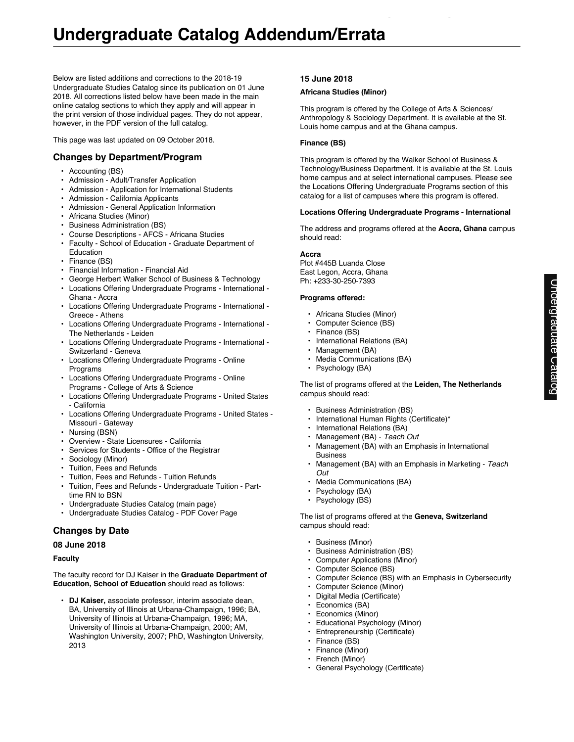# Undergraduate Catalog Addendum/Errata

Below are listed additions and corrections to the 2018-19 Undergraduate Studies Catalog since its publication on 01 June 2018. All corrections listed below have been made in the main online catalog sections to which they apply and will appear in the print version of those individual pages. They do not appear, however, in the PDF version of the full catalog.

This page was last updated on 09 October 2018.

## Changes by Department/Program

- Accounting (BS)
- Admission - Adult/Transfer Application
- Admission - Application for International Students
- Admission - California Applicants
- Admission - General Application Information
- Africana Studies (Minor)
- Business Administration (BS)
- Course Descriptions - AFCS - Africana Studies
- Faculty - School of Education - Graduate Department of Education
- Finance (BS)
- Financial Information - Financial Aid
- George Herbert Walker School of Business & Technology
- Locations Offering Undergraduate Programs - International - Ghana - Accra
- Locations Offering Undergraduate Programs - International - Greece - Athens
- Locations Offering Undergraduate Programs - International - The Netherlands - Leiden
- Locations Offering Undergraduate Programs - International - Switzerland - Geneva
- Locations Offering Undergraduate Programs - Online Programs
- Locations Offering Undergraduate Programs - Online Programs - College of Arts & Science
- Locations Offering Undergraduate Programs - United States - California
- Locations Offering Undergraduate Programs - United States - Missouri - Gateway
- Nursing (BSN)
- Overview - State Licensures - California
- Services for Students - Office of the Registrar
- Sociology (Minor)
- Tuition, Fees and Refunds
- Tuition, Fees and Refunds - Tuition Refunds
- Tuition, Fees and Refunds - Undergraduate Tuition - Part-time RN to BSN
- Undergraduate Studies Catalog (main page)
- Undergraduate Studies Catalog - PDF Cover Page

## Changes by Date

### 08 June 2018

#### Faculty

The faculty record for DJ Kaiser in the **Graduate Department of Education, School of Education** should read as follows:

- **DJ Kaiser,** associate professor, interim associate dean, BA, University of Illinois at Urbana-Champaign, 1996; BA, University of Illinois at Urbana-Champaign, 1996; MA, University of Illinois at Urbana-Champaign, 2000; AM, Washington University, 2007; PhD, Washington University, 2013

### 15 June 2018

#### Africana Studies (Minor)

This program is offered by the College of Arts & Sciences/ Anthropology & Sociology Department. It is available at the St. Louis home campus and at the Ghana campus.

#### Finance (BS)

This program is offered by the Walker School of Business & Technology/Business Department. It is available at the St. Louis home campus and at select international campuses. Please see the Locations Offering Undergraduate Programs section of this catalog for a list of campuses where this program is offered.

#### Locations Offering Undergraduate Programs - International

The address and programs offered at the **Accra, Ghana** campus should read:

**Accra**
Plot #445B Luanda Close
East Legon, Accra, Ghana
Ph: +233-30-250-7393

**Programs offered:**

- Africana Studies (Minor)
- Computer Science (BS)
- Finance (BS)
- International Relations (BA)
- Management (BA)
- Media Communications (BA)
- Psychology (BA)

The list of programs offered at the **Leiden, The Netherlands** campus should read:

- Business Administration (BS)
- International Human Rights (Certificate)*
- International Relations (BA)
- Management (BA) - *Teach Out*
- Management (BA) with an Emphasis in International Business
- Management (BA) with an Emphasis in Marketing - *Teach Out*
- Media Communications (BA)
- Psychology (BA)
- Psychology (BS)

The list of programs offered at the **Geneva, Switzerland** campus should read:

- Business (Minor)
- Business Administration (BS)
- Computer Applications (Minor)
- Computer Science (BS)
- Computer Science (BS) with an Emphasis in Cybersecurity
- Computer Science (Minor)
- Digital Media (Certificate)
- Economics (BA)
- Economics (Minor)
- Educational Psychology (Minor)
- Entrepreneurship (Certificate)
- Finance (BS)
- Finance (Minor)
- French (Minor)
- General Psychology (Certificate)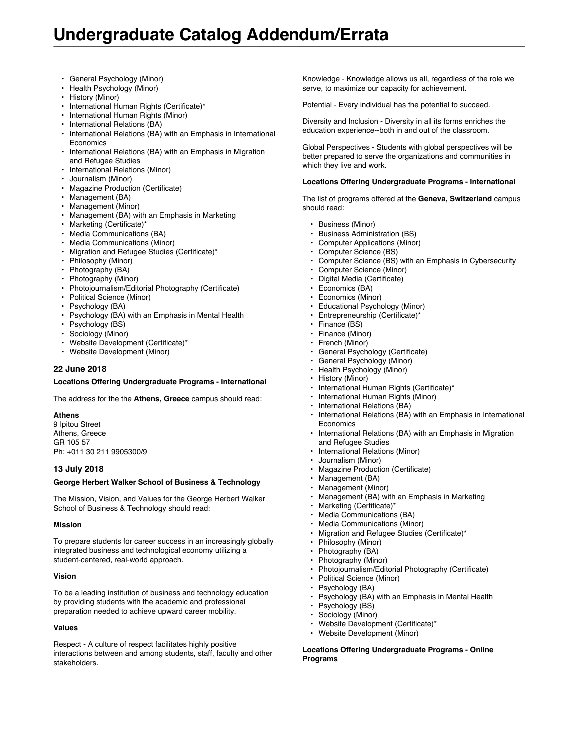- General Psychology (Minor)
- Health Psychology (Minor)
- History (Minor)
- International Human Rights (Certificate)*
- International Human Rights (Minor)
- International Relations (BA)
- International Relations (BA) with an Emphasis in International Economics
- International Relations (BA) with an Emphasis in Migration and Refugee Studies
- International Relations (Minor)
- Journalism (Minor)
- Magazine Production (Certificate)
- Management (BA)
- Management (Minor)
- Management (BA) with an Emphasis in Marketing
- Marketing (Certificate)*
- Media Communications (BA)
- Media Communications (Minor)
- Migration and Refugee Studies (Certificate)*
- Philosophy (Minor)
- Photography (BA)
- Photography (Minor)
- Photojournalism/Editorial Photography (Certificate)
- Political Science (Minor)
- Psychology (BA)
- Psychology (BA) with an Emphasis in Mental Health
- Psychology (BS)
- Sociology (Minor)
- Website Development (Certificate)*
- Website Development (Minor)

## 22 June 2018

**Locations Offering Undergraduate Programs - International**

The address for the the **Athens, Greece** campus should read:

**Athens**
9 Ipitou Street
Athens, Greece
GR 105 57
Ph: +011 30 211 9905300/9

## 13 July 2018

**George Herbert Walker School of Business & Technology**

The Mission, Vision, and Values for the George Herbert Walker School of Business & Technology should read:

**Mission**

To prepare students for career success in an increasingly globally integrated business and technological economy utilizing a student-centered, real-world approach.

**Vision**

To be a leading institution of business and technology education by providing students with the academic and professional preparation needed to achieve upward career mobility.

**Values**

Respect - A culture of respect facilitates highly positive interactions between and among students, staff, faculty and other stakeholders.

Knowledge - Knowledge allows us all, regardless of the role we serve, to maximize our capacity for achievement.

Potential - Every individual has the potential to succeed.

Diversity and Inclusion - Diversity in all its forms enriches the education experience--both in and out of the classroom.

Global Perspectives - Students with global perspectives will be better prepared to serve the organizations and communities in which they live and work.

**Locations Offering Undergraduate Programs - International**

The list of programs offered at the **Geneva, Switzerland** campus should read:

- Business (Minor)
- Business Administration (BS)
- Computer Applications (Minor)
- Computer Science (BS)
- Computer Science (BS) with an Emphasis in Cybersecurity
- Computer Science (Minor)
- Digital Media (Certificate)
- Economics (BA)
- Economics (Minor)
- Educational Psychology (Minor)
- Entrepreneurship (Certificate)*
- Finance (BS)
- Finance (Minor)
- French (Minor)
- General Psychology (Certificate)
- General Psychology (Minor)
- Health Psychology (Minor)
- History (Minor)
- International Human Rights (Certificate)*
- International Human Rights (Minor)
- International Relations (BA)
- International Relations (BA) with an Emphasis in International Economics
- International Relations (BA) with an Emphasis in Migration and Refugee Studies
- International Relations (Minor)
- Journalism (Minor)
- Magazine Production (Certificate)
- Management (BA)
- Management (Minor)
- Management (BA) with an Emphasis in Marketing
- Marketing (Certificate)*
- Media Communications (BA)
- Media Communications (Minor)
- Migration and Refugee Studies (Certificate)*
- Philosophy (Minor)
- Photography (BA)
- Photography (Minor)
- Photojournalism/Editorial Photography (Certificate)
- Political Science (Minor)
- Psychology (BA)
- Psychology (BA) with an Emphasis in Mental Health
- Psychology (BS)
- Sociology (Minor)
- Website Development (Certificate)*
- Website Development (Minor)

**Locations Offering Undergraduate Programs - Online Programs**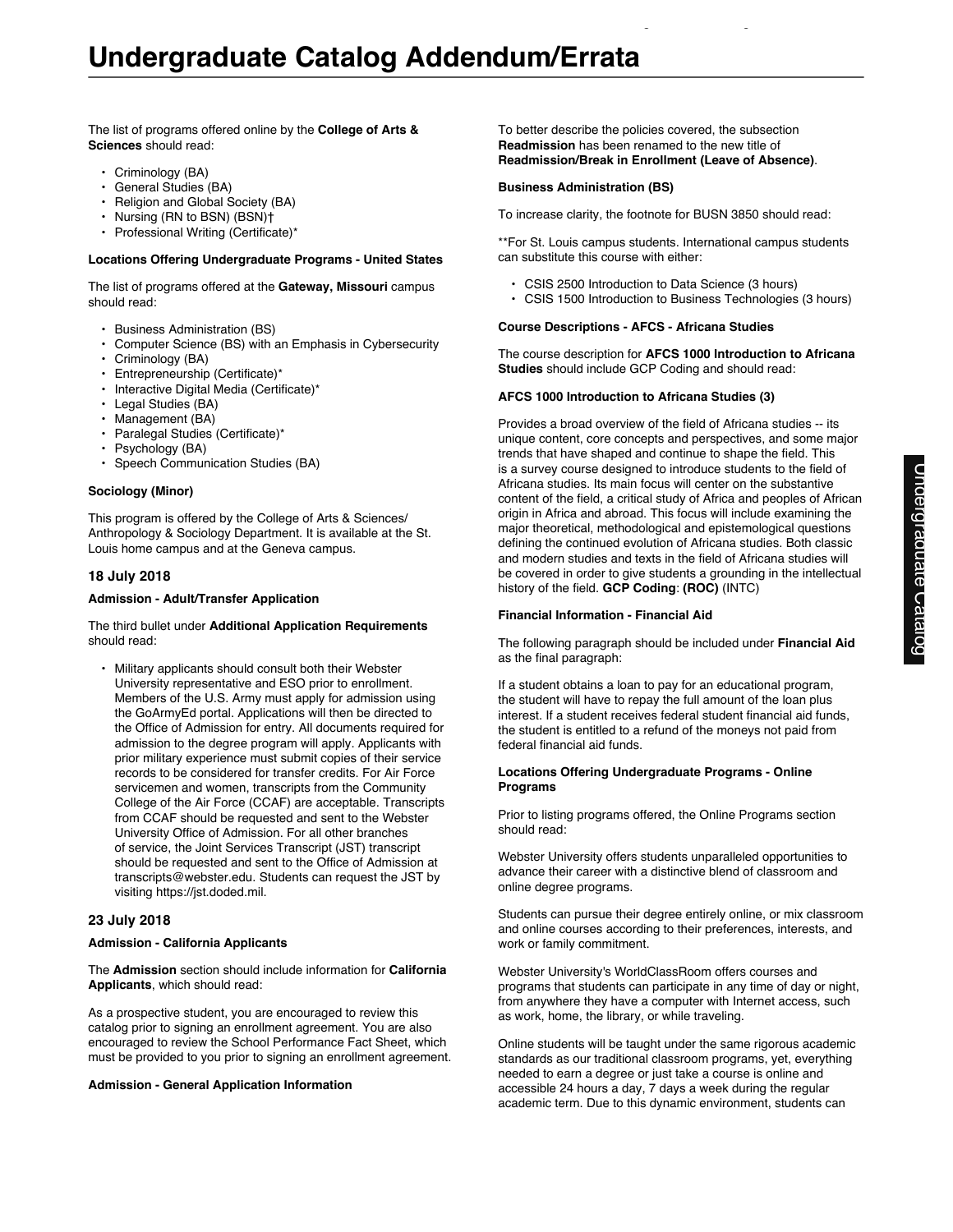# Undergraduate Catalog Addendum/Errata

The list of programs offered online by the **College of Arts & Sciences** should read:

- Criminology (BA)
- General Studies (BA)
- Religion and Global Society (BA)
- Nursing (RN to BSN) (BSN)†
- Professional Writing (Certificate)*

**Locations Offering Undergraduate Programs - United States**

The list of programs offered at the **Gateway, Missouri** campus should read:

- Business Administration (BS)
- Computer Science (BS) with an Emphasis in Cybersecurity
- Criminology (BA)
- Entrepreneurship (Certificate)*
- Interactive Digital Media (Certificate)*
- Legal Studies (BA)
- Management (BA)
- Paralegal Studies (Certificate)*
- Psychology (BA)
- Speech Communication Studies (BA)

**Sociology (Minor)**

This program is offered by the College of Arts & Sciences/ Anthropology & Sociology Department. It is available at the St. Louis home campus and at the Geneva campus.

## 18 July 2018

**Admission - Adult/Transfer Application**

The third bullet under **Additional Application Requirements** should read:

- Military applicants should consult both their Webster University representative and ESO prior to enrollment. Members of the U.S. Army must apply for admission using the GoArmyEd portal. Applications will then be directed to the Office of Admission for entry. All documents required for admission to the degree program will apply. Applicants with prior military experience must submit copies of their service records to be considered for transfer credits. For Air Force servicemen and women, transcripts from the Community College of the Air Force (CCAF) are acceptable. Transcripts from CCAF should be requested and sent to the Webster University Office of Admission. For all other branches of service, the Joint Services Transcript (JST) transcript should be requested and sent to the Office of Admission at transcripts@webster.edu. Students can request the JST by visiting https://jst.doded.mil.

## 23 July 2018

**Admission - California Applicants**

The **Admission** section should include information for **California Applicants**, which should read:

As a prospective student, you are encouraged to review this catalog prior to signing an enrollment agreement. You are also encouraged to review the School Performance Fact Sheet, which must be provided to you prior to signing an enrollment agreement.

**Admission - General Application Information**

To better describe the policies covered, the subsection **Readmission** has been renamed to the new title of **Readmission/Break in Enrollment (Leave of Absence)**.

**Business Administration (BS)**

To increase clarity, the footnote for BUSN 3850 should read:

**For St. Louis campus students. International campus students can substitute this course with either:

- CSIS 2500 Introduction to Data Science (3 hours)
- CSIS 1500 Introduction to Business Technologies (3 hours)

**Course Descriptions - AFCS - Africana Studies**

The course description for **AFCS 1000 Introduction to Africana Studies** should include GCP Coding and should read:

**AFCS 1000 Introduction to Africana Studies (3)**

Provides a broad overview of the field of Africana studies -- its unique content, core concepts and perspectives, and some major trends that have shaped and continue to shape the field. This is a survey course designed to introduce students to the field of Africana studies. Its main focus will center on the substantive content of the field, a critical study of Africa and peoples of African origin in Africa and abroad. This focus will include examining the major theoretical, methodological and epistemological questions defining the continued evolution of Africana studies. Both classic and modern studies and texts in the field of Africana studies will be covered in order to give students a grounding in the intellectual history of the field. **GCP Coding**: **(ROC)** (INTC)

**Financial Information - Financial Aid**

The following paragraph should be included under **Financial Aid** as the final paragraph:

If a student obtains a loan to pay for an educational program, the student will have to repay the full amount of the loan plus interest. If a student receives federal student financial aid funds, the student is entitled to a refund of the moneys not paid from federal financial aid funds.

**Locations Offering Undergraduate Programs - Online Programs**

Prior to listing programs offered, the Online Programs section should read:

Webster University offers students unparalleled opportunities to advance their career with a distinctive blend of classroom and online degree programs.

Students can pursue their degree entirely online, or mix classroom and online courses according to their preferences, interests, and work or family commitment.

Webster University's WorldClassRoom offers courses and programs that students can participate in any time of day or night, from anywhere they have a computer with Internet access, such as work, home, the library, or while traveling.

Online students will be taught under the same rigorous academic standards as our traditional classroom programs, yet, everything needed to earn a degree or just take a course is online and accessible 24 hours a day, 7 days a week during the regular academic term. Due to this dynamic environment, students can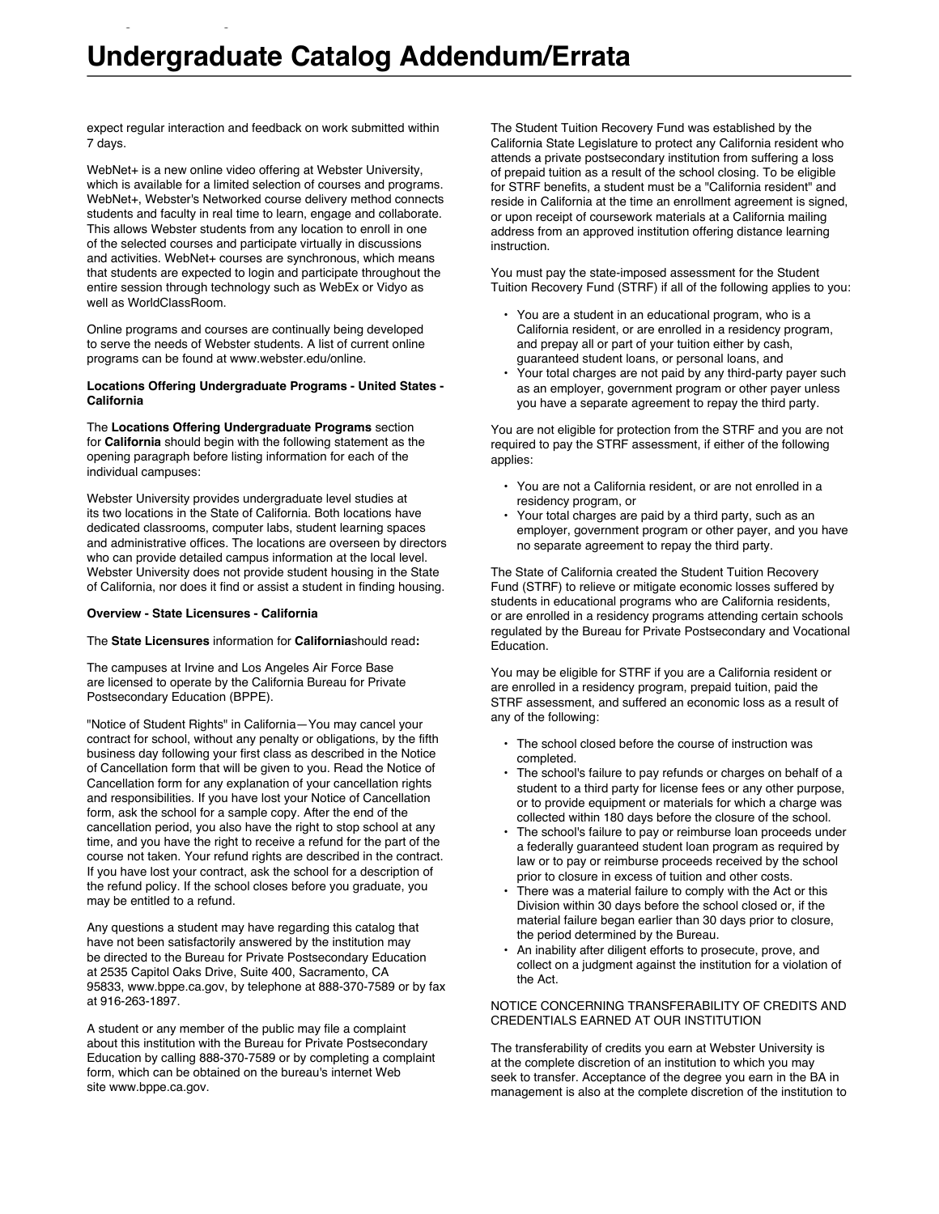expect regular interaction and feedback on work submitted within 7 days.

WebNet+ is a new online video offering at Webster University, which is available for a limited selection of courses and programs. WebNet+, Webster's Networked course delivery method connects students and faculty in real time to learn, engage and collaborate. This allows Webster students from any location to enroll in one of the selected courses and participate virtually in discussions and activities. WebNet+ courses are synchronous, which means that students are expected to login and participate throughout the entire session through technology such as WebEx or Vidyo as well as WorldClassRoom.

Online programs and courses are continually being developed to serve the needs of Webster students. A list of current online programs can be found at www.webster.edu/online.

**Locations Offering Undergraduate Programs - United States - California**

The **Locations Offering Undergraduate Programs** section for **California** should begin with the following statement as the opening paragraph before listing information for each of the individual campuses:

Webster University provides undergraduate level studies at its two locations in the State of California. Both locations have dedicated classrooms, computer labs, student learning spaces and administrative offices. The locations are overseen by directors who can provide detailed campus information at the local level. Webster University does not provide student housing in the State of California, nor does it find or assist a student in finding housing.

**Overview - State Licensures - California**

The **State Licensures** information for **California**should read**:**

The campuses at Irvine and Los Angeles Air Force Base are licensed to operate by the California Bureau for Private Postsecondary Education (BPPE).

"Notice of Student Rights" in California—You may cancel your contract for school, without any penalty or obligations, by the fifth business day following your first class as described in the Notice of Cancellation form that will be given to you. Read the Notice of Cancellation form for any explanation of your cancellation rights and responsibilities. If you have lost your Notice of Cancellation form, ask the school for a sample copy. After the end of the cancellation period, you also have the right to stop school at any time, and you have the right to receive a refund for the part of the course not taken. Your refund rights are described in the contract. If you have lost your contract, ask the school for a description of the refund policy. If the school closes before you graduate, you may be entitled to a refund.

Any questions a student may have regarding this catalog that have not been satisfactorily answered by the institution may be directed to the Bureau for Private Postsecondary Education at 2535 Capitol Oaks Drive, Suite 400, Sacramento, CA 95833, www.bppe.ca.gov, by telephone at 888-370-7589 or by fax at 916-263-1897.

A student or any member of the public may file a complaint about this institution with the Bureau for Private Postsecondary Education by calling 888-370-7589 or by completing a complaint form, which can be obtained on the bureau's internet Web site www.bppe.ca.gov.

The Student Tuition Recovery Fund was established by the California State Legislature to protect any California resident who attends a private postsecondary institution from suffering a loss of prepaid tuition as a result of the school closing. To be eligible for STRF benefits, a student must be a "California resident" and reside in California at the time an enrollment agreement is signed, or upon receipt of coursework materials at a California mailing address from an approved institution offering distance learning instruction.

You must pay the state-imposed assessment for the Student Tuition Recovery Fund (STRF) if all of the following applies to you:

- You are a student in an educational program, who is a California resident, or are enrolled in a residency program, and prepay all or part of your tuition either by cash, guaranteed student loans, or personal loans, and
- Your total charges are not paid by any third-party payer such as an employer, government program or other payer unless you have a separate agreement to repay the third party.

You are not eligible for protection from the STRF and you are not required to pay the STRF assessment, if either of the following applies:

- You are not a California resident, or are not enrolled in a residency program, or
- Your total charges are paid by a third party, such as an employer, government program or other payer, and you have no separate agreement to repay the third party.

The State of California created the Student Tuition Recovery Fund (STRF) to relieve or mitigate economic losses suffered by students in educational programs who are California residents, or are enrolled in a residency programs attending certain schools regulated by the Bureau for Private Postsecondary and Vocational Education.

You may be eligible for STRF if you are a California resident or are enrolled in a residency program, prepaid tuition, paid the STRF assessment, and suffered an economic loss as a result of any of the following:

- The school closed before the course of instruction was completed.
- The school's failure to pay refunds or charges on behalf of a student to a third party for license fees or any other purpose, or to provide equipment or materials for which a charge was collected within 180 days before the closure of the school.
- The school's failure to pay or reimburse loan proceeds under a federally guaranteed student loan program as required by law or to pay or reimburse proceeds received by the school prior to closure in excess of tuition and other costs.
- There was a material failure to comply with the Act or this Division within 30 days before the school closed or, if the material failure began earlier than 30 days prior to closure, the period determined by the Bureau.
- An inability after diligent efforts to prosecute, prove, and collect on a judgment against the institution for a violation of the Act.

NOTICE CONCERNING TRANSFERABILITY OF CREDITS AND CREDENTIALS EARNED AT OUR INSTITUTION

The transferability of credits you earn at Webster University is at the complete discretion of an institution to which you may seek to transfer. Acceptance of the degree you earn in the BA in management is also at the complete discretion of the institution to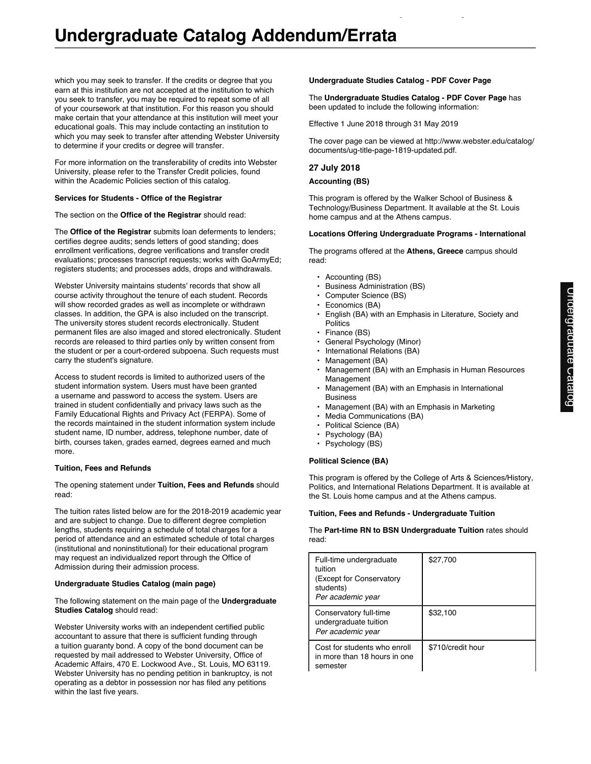# Undergraduate Catalog Addendum/Errata

which you may seek to transfer. If the credits or degree that you earn at this institution are not accepted at the institution to which you seek to transfer, you may be required to repeat some of all of your coursework at that institution. For this reason you should make certain that your attendance at this institution will meet your educational goals. This may include contacting an institution to which you may seek to transfer after attending Webster University to determine if your credits or degree will transfer.

For more information on the transferability of credits into Webster University, please refer to the Transfer Credit policies, found within the Academic Policies section of this catalog.

**Services for Students - Office of the Registrar**

The section on the **Office of the Registrar** should read:

The **Office of the Registrar** submits loan deferments to lenders; certifies degree audits; sends letters of good standing; does enrollment verifications, degree verifications and transfer credit evaluations; processes transcript requests; works with GoArmyEd; registers students; and processes adds, drops and withdrawals.

Webster University maintains students' records that show all course activity throughout the tenure of each student. Records will show recorded grades as well as incomplete or withdrawn classes. In addition, the GPA is also included on the transcript. The university stores student records electronically. Student permanent files are also imaged and stored electronically. Student records are released to third parties only by written consent from the student or per a court-ordered subpoena. Such requests must carry the student's signature.

Access to student records is limited to authorized users of the student information system. Users must have been granted a username and password to access the system. Users are trained in student confidentially and privacy laws such as the Family Educational Rights and Privacy Act (FERPA). Some of the records maintained in the student information system include student name, ID number, address, telephone number, date of birth, courses taken, grades earned, degrees earned and much more.

**Tuition, Fees and Refunds**

The opening statement under **Tuition, Fees and Refunds** should read:

The tuition rates listed below are for the 2018-2019 academic year and are subject to change. Due to different degree completion lengths, students requiring a schedule of total charges for a period of attendance and an estimated schedule of total charges (institutional and noninstitutional) for their educational program may request an individualized report through the Office of Admission during their admission process.

**Undergraduate Studies Catalog (main page)**

The following statement on the main page of the **Undergraduate Studies Catalog** should read:

Webster University works with an independent certified public accountant to assure that there is sufficient funding through a tuition guaranty bond. A copy of the bond document can be requested by mail addressed to Webster University, Office of Academic Affairs, 470 E. Lockwood Ave., St. Louis, MO 63119. Webster University has no pending petition in bankruptcy, is not operating as a debtor in possession nor has filed any petitions within the last five years.

**Undergraduate Studies Catalog - PDF Cover Page**

The **Undergraduate Studies Catalog - PDF Cover Page** has been updated to include the following information:

Effective 1 June 2018 through 31 May 2019

The cover page can be viewed at http://www.webster.edu/catalog/documents/ug-title-page-1819-updated.pdf.

## 27 July 2018

**Accounting (BS)**

This program is offered by the Walker School of Business & Technology/Business Department. It available at the St. Louis home campus and at the Athens campus.

**Locations Offering Undergraduate Programs - International**

The programs offered at the **Athens, Greece** campus should read:

- Accounting (BS)
- Business Administration (BS)
- Computer Science (BS)
- Economics (BA)
- English (BA) with an Emphasis in Literature, Society and Politics
- Finance (BS)
- General Psychology (Minor)
- International Relations (BA)
- Management (BA)
- Management (BA) with an Emphasis in Human Resources Management
- Management (BA) with an Emphasis in International Business
- Management (BA) with an Emphasis in Marketing
- Media Communications (BA)
- Political Science (BA)
- Psychology (BA)
- Psychology (BS)

**Political Science (BA)**

This program is offered by the College of Arts & Sciences/History, Politics, and International Relations Department. It is available at the St. Louis home campus and at the Athens campus.

**Tuition, Fees and Refunds - Undergraduate Tuition**

The **Part-time RN to BSN Undergraduate Tuition** rates should read:

| | |
|---|---|
| Full-time undergraduate tuition (Except for Conservatory students) *Per academic year* | $27,700 |
| Conservatory full-time undergraduate tuition *Per academic year* | $32,100 |
| Cost for students who enroll in more than 18 hours in one semester | $710/credit hour |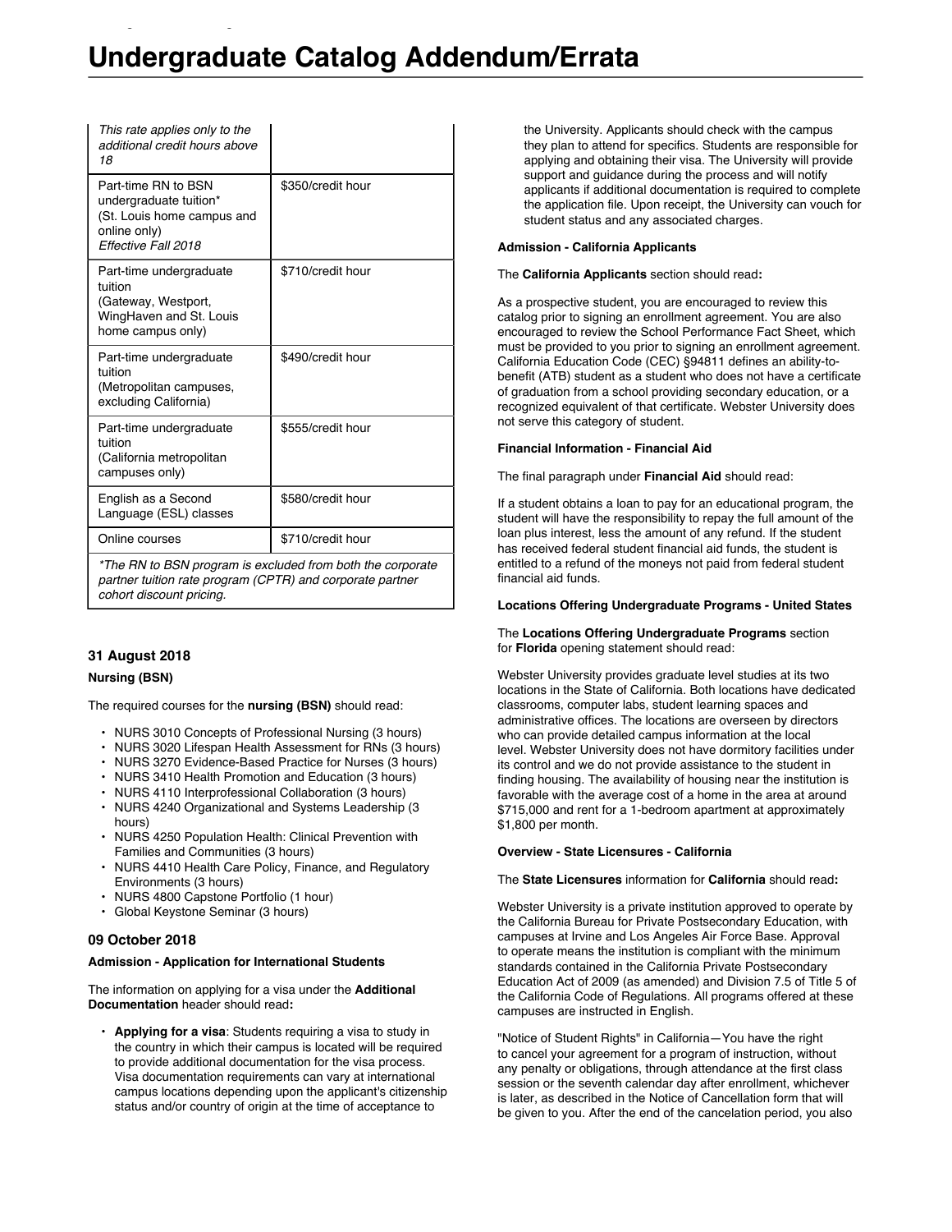// Undergraduate Catalog Addendum/Errata

| | |
|---|---|
| *This rate applies only to the additional credit hours above 18* | |
| Part-time RN to BSN undergraduate tuition* (St. Louis home campus and online only) *Effective Fall 2018* | $350/credit hour |
| Part-time undergraduate tuition (Gateway, Westport, WingHaven and St. Louis home campus only) | $710/credit hour |
| Part-time undergraduate tuition (Metropolitan campuses, excluding California) | $490/credit hour |
| Part-time undergraduate tuition (California metropolitan campuses only) | $555/credit hour |
| English as a Second Language (ESL) classes | $580/credit hour |
| Online courses | $710/credit hour |
| *\*The RN to BSN program is excluded from both the corporate partner tuition rate program (CPTR) and corporate partner cohort discount pricing.* | |

### 31 August 2018

**Nursing (BSN)**

The required courses for the **nursing (BSN)** should read:

- NURS 3010 Concepts of Professional Nursing (3 hours)
- NURS 3020 Lifespan Health Assessment for RNs (3 hours)
- NURS 3270 Evidence-Based Practice for Nurses (3 hours)
- NURS 3410 Health Promotion and Education (3 hours)
- NURS 4110 Interprofessional Collaboration (3 hours)
- NURS 4240 Organizational and Systems Leadership (3 hours)
- NURS 4250 Population Health: Clinical Prevention with Families and Communities (3 hours)
- NURS 4410 Health Care Policy, Finance, and Regulatory Environments (3 hours)
- NURS 4800 Capstone Portfolio (1 hour)
- Global Keystone Seminar (3 hours)

### 09 October 2018

**Admission - Application for International Students**

The information on applying for a visa under the **Additional Documentation** header should read**:**

- **Applying for a visa**: Students requiring a visa to study in the country in which their campus is located will be required to provide additional documentation for the visa process. Visa documentation requirements can vary at international campus locations depending upon the applicant's citizenship status and/or country of origin at the time of acceptance to the University. Applicants should check with the campus they plan to attend for specifics. Students are responsible for applying and obtaining their visa. The University will provide support and guidance during the process and will notify applicants if additional documentation is required to complete the application file. Upon receipt, the University can vouch for student status and any associated charges.

**Admission - California Applicants**

The **California Applicants** section should read**:**

As a prospective student, you are encouraged to review this catalog prior to signing an enrollment agreement. You are also encouraged to review the School Performance Fact Sheet, which must be provided to you prior to signing an enrollment agreement. California Education Code (CEC) §94811 defines an ability-to-benefit (ATB) student as a student who does not have a certificate of graduation from a school providing secondary education, or a recognized equivalent of that certificate. Webster University does not serve this category of student.

**Financial Information - Financial Aid**

The final paragraph under **Financial Aid** should read:

If a student obtains a loan to pay for an educational program, the student will have the responsibility to repay the full amount of the loan plus interest, less the amount of any refund. If the student has received federal student financial aid funds, the student is entitled to a refund of the moneys not paid from federal student financial aid funds.

**Locations Offering Undergraduate Programs - United States**

The **Locations Offering Undergraduate Programs** section for **Florida** opening statement should read:

Webster University provides graduate level studies at its two locations in the State of California. Both locations have dedicated classrooms, computer labs, student learning spaces and administrative offices. The locations are overseen by directors who can provide detailed campus information at the local level. Webster University does not have dormitory facilities under its control and we do not provide assistance to the student in finding housing. The availability of housing near the institution is favorable with the average cost of a home in the area at around $715,000 and rent for a 1-bedroom apartment at approximately $1,800 per month.

**Overview - State Licensures - California**

The **State Licensures** information for **California** should read**:**

Webster University is a private institution approved to operate by the California Bureau for Private Postsecondary Education, with campuses at Irvine and Los Angeles Air Force Base. Approval to operate means the institution is compliant with the minimum standards contained in the California Private Postsecondary Education Act of 2009 (as amended) and Division 7.5 of Title 5 of the California Code of Regulations. All programs offered at these campuses are instructed in English.

"Notice of Student Rights" in California—You have the right to cancel your agreement for a program of instruction, without any penalty or obligations, through attendance at the first class session or the seventh calendar day after enrollment, whichever is later, as described in the Notice of Cancellation form that will be given to you. After the end of the cancelation period, you also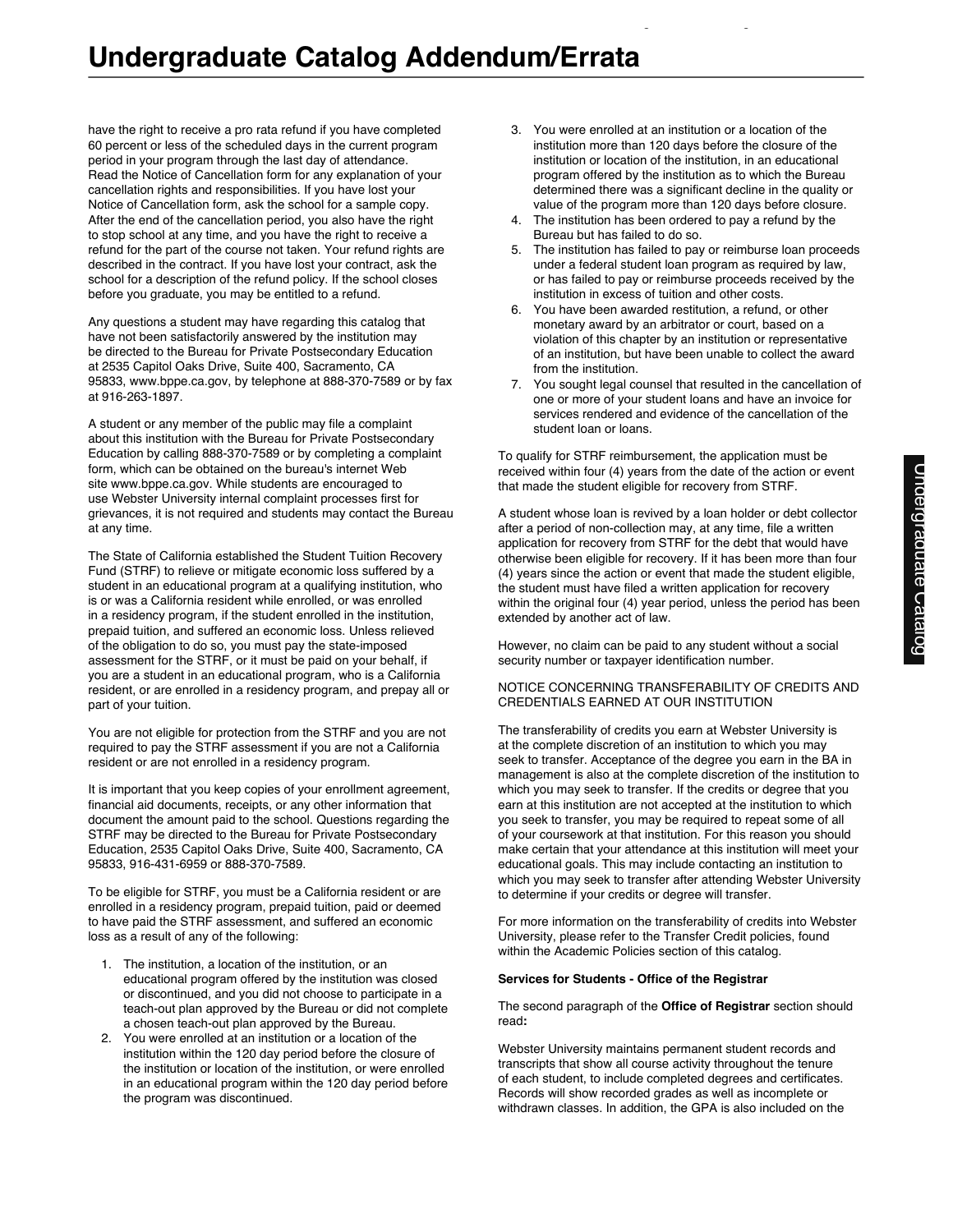# Undergraduate Catalog Addendum/Errata

have the right to receive a pro rata refund if you have completed 60 percent or less of the scheduled days in the current program period in your program through the last day of attendance. Read the Notice of Cancellation form for any explanation of your cancellation rights and responsibilities. If you have lost your Notice of Cancellation form, ask the school for a sample copy. After the end of the cancellation period, you also have the right to stop school at any time, and you have the right to receive a refund for the part of the course not taken. Your refund rights are described in the contract. If you have lost your contract, ask the school for a description of the refund policy. If the school closes before you graduate, you may be entitled to a refund.

Any questions a student may have regarding this catalog that have not been satisfactorily answered by the institution may be directed to the Bureau for Private Postsecondary Education at 2535 Capitol Oaks Drive, Suite 400, Sacramento, CA 95833, www.bppe.ca.gov, by telephone at 888-370-7589 or by fax at 916-263-1897.

A student or any member of the public may file a complaint about this institution with the Bureau for Private Postsecondary Education by calling 888-370-7589 or by completing a complaint form, which can be obtained on the bureau's internet Web site www.bppe.ca.gov. While students are encouraged to use Webster University internal complaint processes first for grievances, it is not required and students may contact the Bureau at any time.

The State of California established the Student Tuition Recovery Fund (STRF) to relieve or mitigate economic loss suffered by a student in an educational program at a qualifying institution, who is or was a California resident while enrolled, or was enrolled in a residency program, if the student enrolled in the institution, prepaid tuition, and suffered an economic loss. Unless relieved of the obligation to do so, you must pay the state-imposed assessment for the STRF, or it must be paid on your behalf, if you are a student in an educational program, who is a California resident, or are enrolled in a residency program, and prepay all or part of your tuition.

You are not eligible for protection from the STRF and you are not required to pay the STRF assessment if you are not a California resident or are not enrolled in a residency program.

It is important that you keep copies of your enrollment agreement, financial aid documents, receipts, or any other information that document the amount paid to the school. Questions regarding the STRF may be directed to the Bureau for Private Postsecondary Education, 2535 Capitol Oaks Drive, Suite 400, Sacramento, CA 95833, 916-431-6959 or 888-370-7589.

To be eligible for STRF, you must be a California resident or are enrolled in a residency program, prepaid tuition, paid or deemed to have paid the STRF assessment, and suffered an economic loss as a result of any of the following:

1. The institution, a location of the institution, or an educational program offered by the institution was closed or discontinued, and you did not choose to participate in a teach-out plan approved by the Bureau or did not complete a chosen teach-out plan approved by the Bureau.
2. You were enrolled at an institution or a location of the institution within the 120 day period before the closure of the institution or location of the institution, or were enrolled in an educational program within the 120 day period before the program was discontinued.
3. You were enrolled at an institution or a location of the institution more than 120 days before the closure of the institution or location of the institution, in an educational program offered by the institution as to which the Bureau determined there was a significant decline in the quality or value of the program more than 120 days before closure.
4. The institution has been ordered to pay a refund by the Bureau but has failed to do so.
5. The institution has failed to pay or reimburse loan proceeds under a federal student loan program as required by law, or has failed to pay or reimburse proceeds received by the institution in excess of tuition and other costs.
6. You have been awarded restitution, a refund, or other monetary award by an arbitrator or court, based on a violation of this chapter by an institution or representative of an institution, but have been unable to collect the award from the institution.
7. You sought legal counsel that resulted in the cancellation of one or more of your student loans and have an invoice for services rendered and evidence of the cancellation of the student loan or loans.

To qualify for STRF reimbursement, the application must be received within four (4) years from the date of the action or event that made the student eligible for recovery from STRF.

A student whose loan is revived by a loan holder or debt collector after a period of non-collection may, at any time, file a written application for recovery from STRF for the debt that would have otherwise been eligible for recovery. If it has been more than four (4) years since the action or event that made the student eligible, the student must have filed a written application for recovery within the original four (4) year period, unless the period has been extended by another act of law.

However, no claim can be paid to any student without a social security number or taxpayer identification number.

NOTICE CONCERNING TRANSFERABILITY OF CREDITS AND CREDENTIALS EARNED AT OUR INSTITUTION

The transferability of credits you earn at Webster University is at the complete discretion of an institution to which you may seek to transfer. Acceptance of the degree you earn in the BA in management is also at the complete discretion of the institution to which you may seek to transfer. If the credits or degree that you earn at this institution are not accepted at the institution to which you seek to transfer, you may be required to repeat some of all of your coursework at that institution. For this reason you should make certain that your attendance at this institution will meet your educational goals. This may include contacting an institution to which you may seek to transfer after attending Webster University to determine if your credits or degree will transfer.

For more information on the transferability of credits into Webster University, please refer to the Transfer Credit policies, found within the Academic Policies section of this catalog.

**Services for Students - Office of the Registrar**

The second paragraph of the **Office of Registrar** section should read**:**

Webster University maintains permanent student records and transcripts that show all course activity throughout the tenure of each student, to include completed degrees and certificates. Records will show recorded grades as well as incomplete or withdrawn classes. In addition, the GPA is also included on the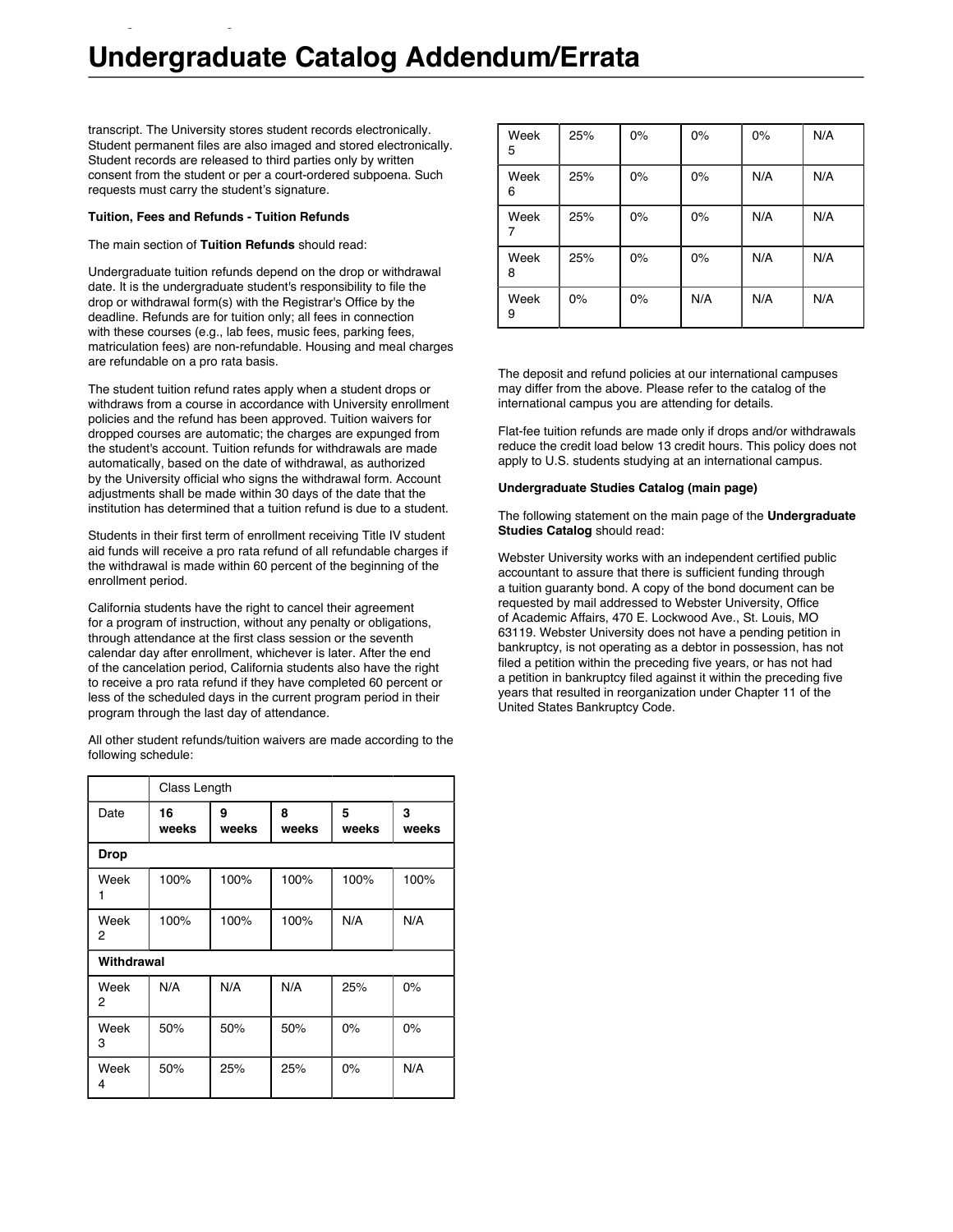# Undergraduate Catalog Addendum/Errata

transcript. The University stores student records electronically. Student permanent files are also imaged and stored electronically. Student records are released to third parties only by written consent from the student or per a court-ordered subpoena. Such requests must carry the student's signature.

**Tuition, Fees and Refunds - Tuition Refunds**

The main section of **Tuition Refunds** should read:

Undergraduate tuition refunds depend on the drop or withdrawal date. It is the undergraduate student's responsibility to file the drop or withdrawal form(s) with the Registrar's Office by the deadline. Refunds are for tuition only; all fees in connection with these courses (e.g., lab fees, music fees, parking fees, matriculation fees) are non-refundable. Housing and meal charges are refundable on a pro rata basis.

The student tuition refund rates apply when a student drops or withdraws from a course in accordance with University enrollment policies and the refund has been approved. Tuition waivers for dropped courses are automatic; the charges are expunged from the student's account. Tuition refunds for withdrawals are made automatically, based on the date of withdrawal, as authorized by the University official who signs the withdrawal form. Account adjustments shall be made within 30 days of the date that the institution has determined that a tuition refund is due to a student.

Students in their first term of enrollment receiving Title IV student aid funds will receive a pro rata refund of all refundable charges if the withdrawal is made within 60 percent of the beginning of the enrollment period.

California students have the right to cancel their agreement for a program of instruction, without any penalty or obligations, through attendance at the first class session or the seventh calendar day after enrollment, whichever is later. After the end of the cancelation period, California students also have the right to receive a pro rata refund if they have completed 60 percent or less of the scheduled days in the current program period in their program through the last day of attendance.

All other student refunds/tuition waivers are made according to the following schedule:

| | Class Length | | | | |
|---|---|---|---|---|---|
| Date | **16 weeks** | **9 weeks** | **8 weeks** | **5 weeks** | **3 weeks** |
| **Drop** | | | | | |
| Week 1 | 100% | 100% | 100% | 100% | 100% |
| Week 2 | 100% | 100% | 100% | N/A | N/A |
| **Withdrawal** | | | | | |
| Week 2 | N/A | N/A | N/A | 25% | 0% |
| Week 3 | 50% | 50% | 50% | 0% | 0% |
| Week 4 | 50% | 25% | 25% | 0% | N/A |
| Week 5 | 25% | 0% | 0% | 0% | N/A |
| Week 6 | 25% | 0% | 0% | N/A | N/A |
| Week 7 | 25% | 0% | 0% | N/A | N/A |
| Week 8 | 25% | 0% | 0% | N/A | N/A |
| Week 9 | 0% | 0% | N/A | N/A | N/A |

The deposit and refund policies at our international campuses may differ from the above. Please refer to the catalog of the international campus you are attending for details.

Flat-fee tuition refunds are made only if drops and/or withdrawals reduce the credit load below 13 credit hours. This policy does not apply to U.S. students studying at an international campus.

**Undergraduate Studies Catalog (main page)**

The following statement on the main page of the **Undergraduate Studies Catalog** should read:

Webster University works with an independent certified public accountant to assure that there is sufficient funding through a tuition guaranty bond. A copy of the bond document can be requested by mail addressed to Webster University, Office of Academic Affairs, 470 E. Lockwood Ave., St. Louis, MO 63119. Webster University does not have a pending petition in bankruptcy, is not operating as a debtor in possession, has not filed a petition within the preceding five years, or has not had a petition in bankruptcy filed against it within the preceding five years that resulted in reorganization under Chapter 11 of the United States Bankruptcy Code.